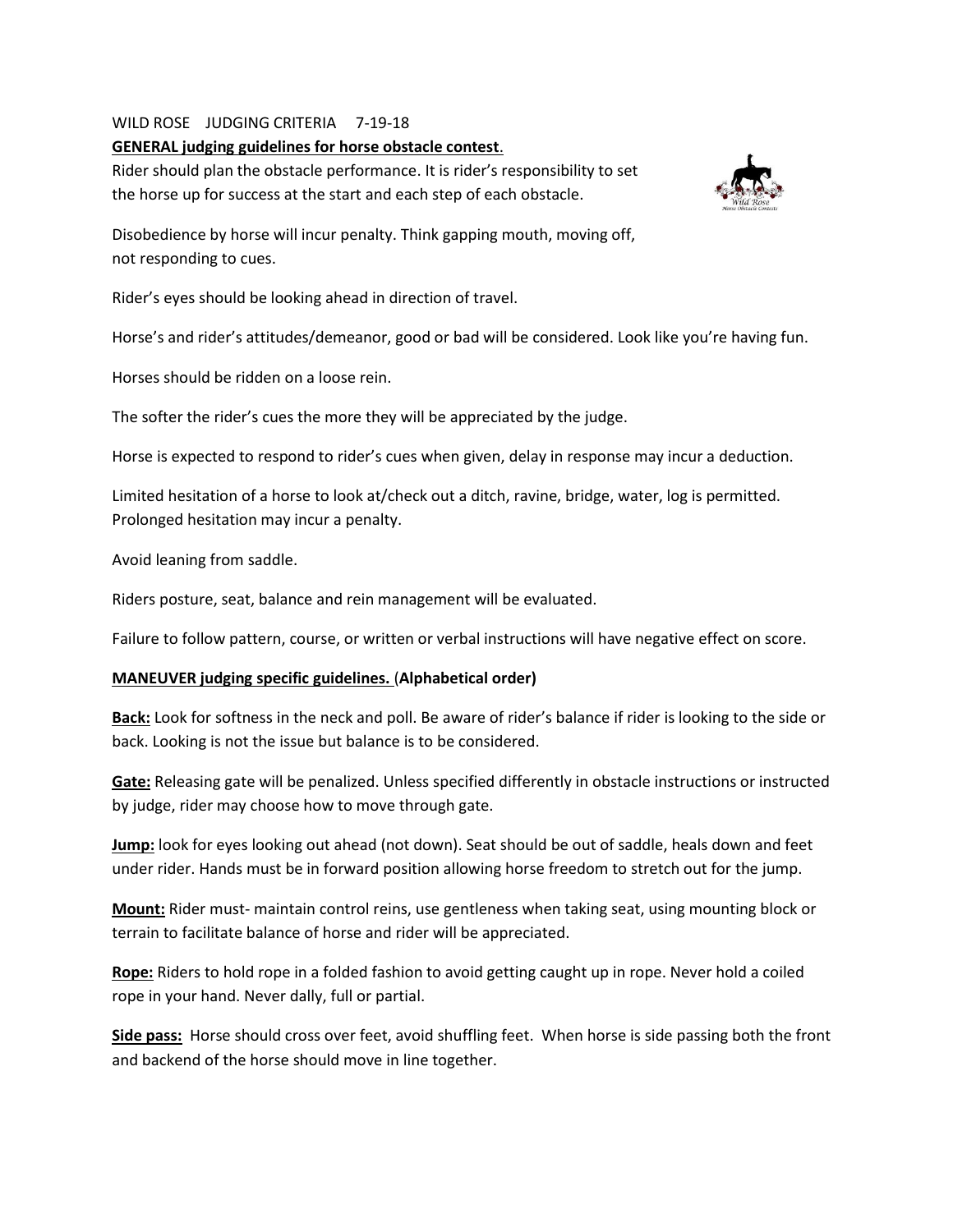WILD ROSE JUDGING CRITERIA 7-19-18

**GENERAL judging guidelines for horse obstacle contest**.

Rider should plan the obstacle performance. It is rider's responsibility to set the horse up for success at the start and each step of each obstacle.

Disobedience by horse will incur penalty. Think gapping mouth, moving off, not responding to cues.

Rider's eyes should be looking ahead in direction of travel.

Horse's and rider's attitudes/demeanor, good or bad will be considered. Look like you're having fun.

Horses should be ridden on a loose rein.

The softer the rider's cues the more they will be appreciated by the judge.

Horse is expected to respond to rider's cues when given, delay in response may incur a deduction.

Limited hesitation of a horse to look at/check out a ditch, ravine, bridge, water, log is permitted. Prolonged hesitation may incur a penalty.

Avoid leaning from saddle.

Riders posture, seat, balance and rein management will be evaluated.

Failure to follow pattern, course, or written or verbal instructions will have negative effect on score.

**MANEUVER judging specific guidelines.** (**Alphabetical order)**

**Back:** Look for softness in the neck and poll. Be aware of rider's balance if rider is looking to the side or back. Looking is not the issue but balance is to be considered.

**Gate:** Releasing gate will be penalized. Unless specified differently in obstacle instructions or instructed by judge, rider may choose how to move through gate.

**Jump:** look for eyes looking out ahead (not down). Seat should be out of saddle, heals down and feet under rider. Hands must be in forward position allowing horse freedom to stretch out for the jump.

**Mount:** Rider must- maintain control reins, use gentleness when taking seat, using mounting block or terrain to facilitate balance of horse and rider will be appreciated.

**Rope:** Riders to hold rope in a folded fashion to avoid getting caught up in rope. Never hold a coiled rope in your hand. Never dally, full or partial.

**Side pass:** Horse should cross over feet, avoid shuffling feet. When horse is side passing both the front and backend of the horse should move in line together.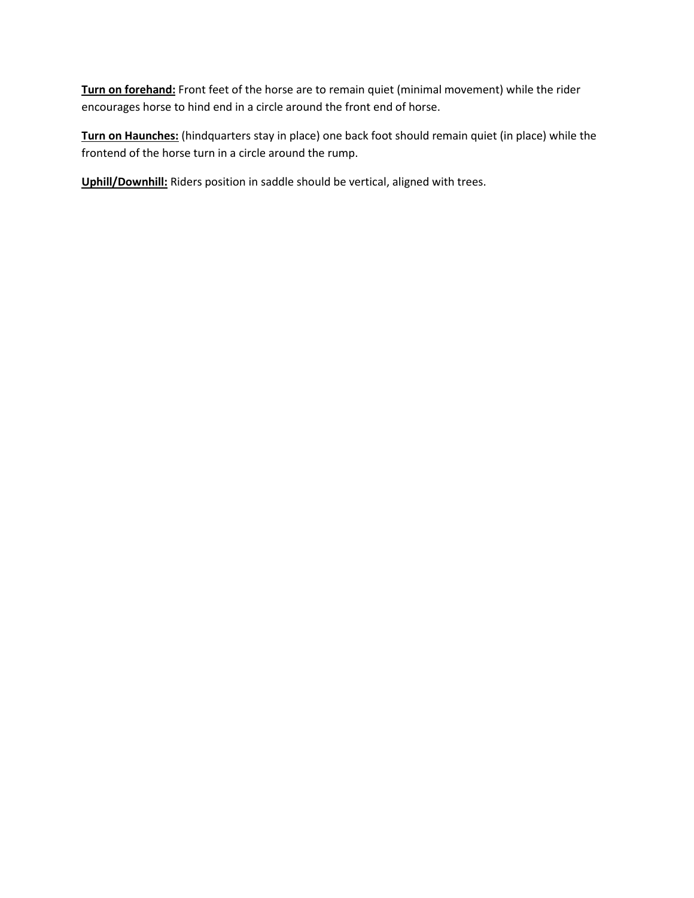**Turn on forehand:** Front feet of the horse are to remain quiet (minimal movement) while the rider encourages horse to hind end in a circle around the front end of horse.

**Turn on Haunches:** (hindquarters stay in place) one back foot should remain quiet (in place) while the frontend of the horse turn in a circle around the rump.

**Uphill/Downhill:** Riders position in saddle should be vertical, aligned with trees.